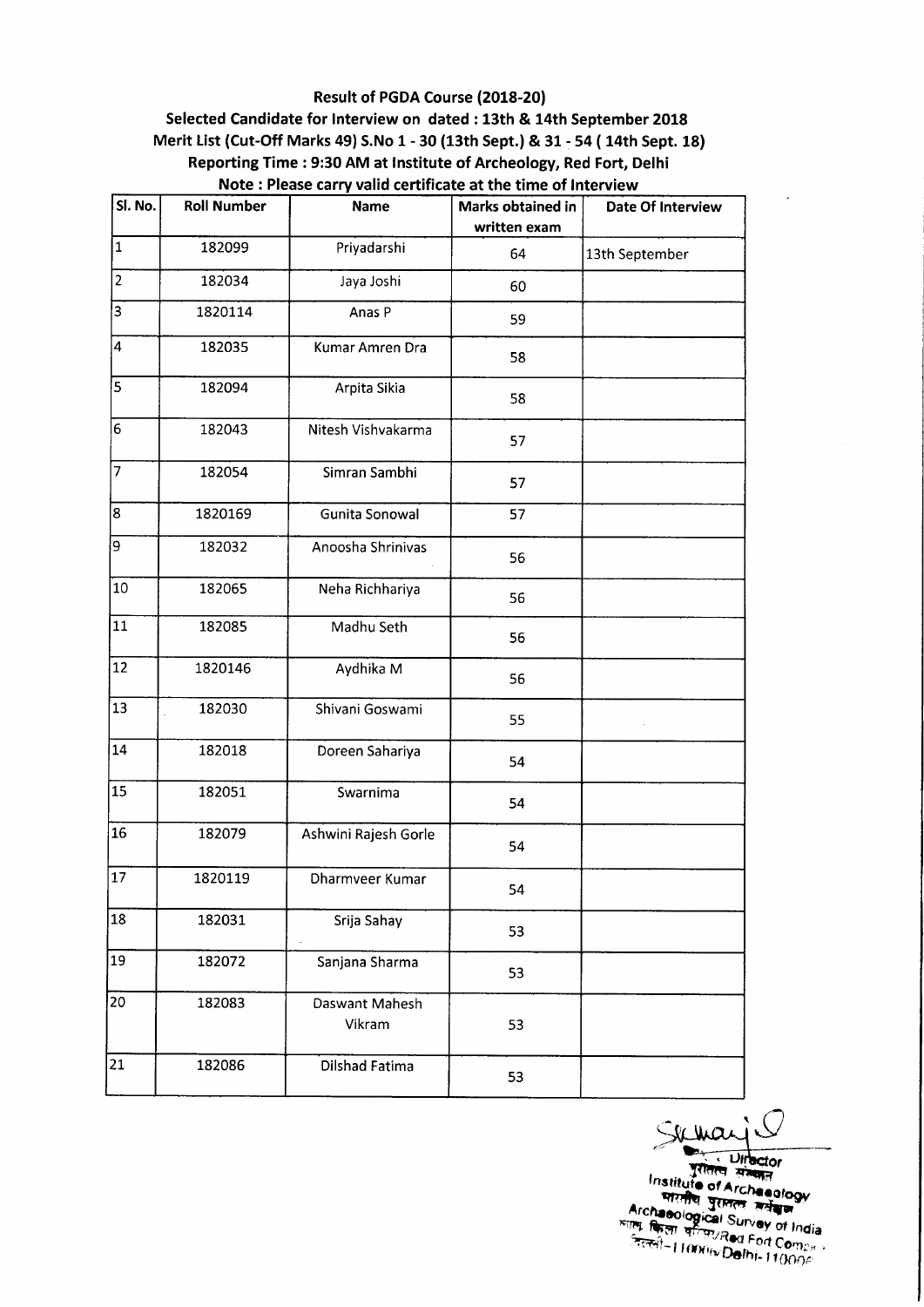**Result of PGDA Course (2018-20)**

**Selected Candidate for Interview on dated : 13th & 14th September 2018**

**Merit List (Cut-Off Marks 49) S.No 1 - 30 (13th Sept.) & 31 - 54 ( 14th Sept. 18)**

**Reporting Time : 9:30 AM at Institute of Archeology, Red Fort, Delhi**

**Note : Please carry valid certificate at the time of Interview**

| Sl. No. | Roll Number | Name | Marks obtained in written exam | Date Of Interview |
|---|---|---|---|---|
| 1 | 182099 | Priyadarshi | 64 | 13th September |
| 2 | 182034 | Jaya Joshi | 60 | |
| 3 | 1820114 | Anas P | 59 | |
| 4 | 182035 | Kumar Amren Dra | 58 | |
| 5 | 182094 | Arpita Sikia | 58 | |
| 6 | 182043 | Nitesh Vishvakarma | 57 | |
| 7 | 182054 | Simran Sambhi | 57 | |
| 8 | 1820169 | Gunita Sonowal | 57 | |
| 9 | 182032 | Anoosha Shrinivas | 56 | |
| 10 | 182065 | Neha Richhariya | 56 | |
| 11 | 182085 | Madhu Seth | 56 | |
| 12 | 1820146 | Aydhika M | 56 | |
| 13 | 182030 | Shivani Goswami | 55 | |
| 14 | 182018 | Doreen Sahariya | 54 | |
| 15 | 182051 | Swarnima | 54 | |
| 16 | 182079 | Ashwini Rajesh Gorle | 54 | |
| 17 | 1820119 | Dharmveer Kumar | 54 | |
| 18 | 182031 | Srija Sahay | 53 | |
| 19 | 182072 | Sanjana Sharma | 53 | |
| 20 | 182083 | Daswant Mahesh Vikram | 53 | |
| 21 | 182086 | Dilshad Fatima | 53 | |

Director
पुरातत्व संस्थान
Institute of Archaeology
भारतीय पुरातत्व सर्वेक्षण
Archaeological Survey of India
लाल किला परिसर/Red Fort Complex
दिल्ली-110006/Delhi-110006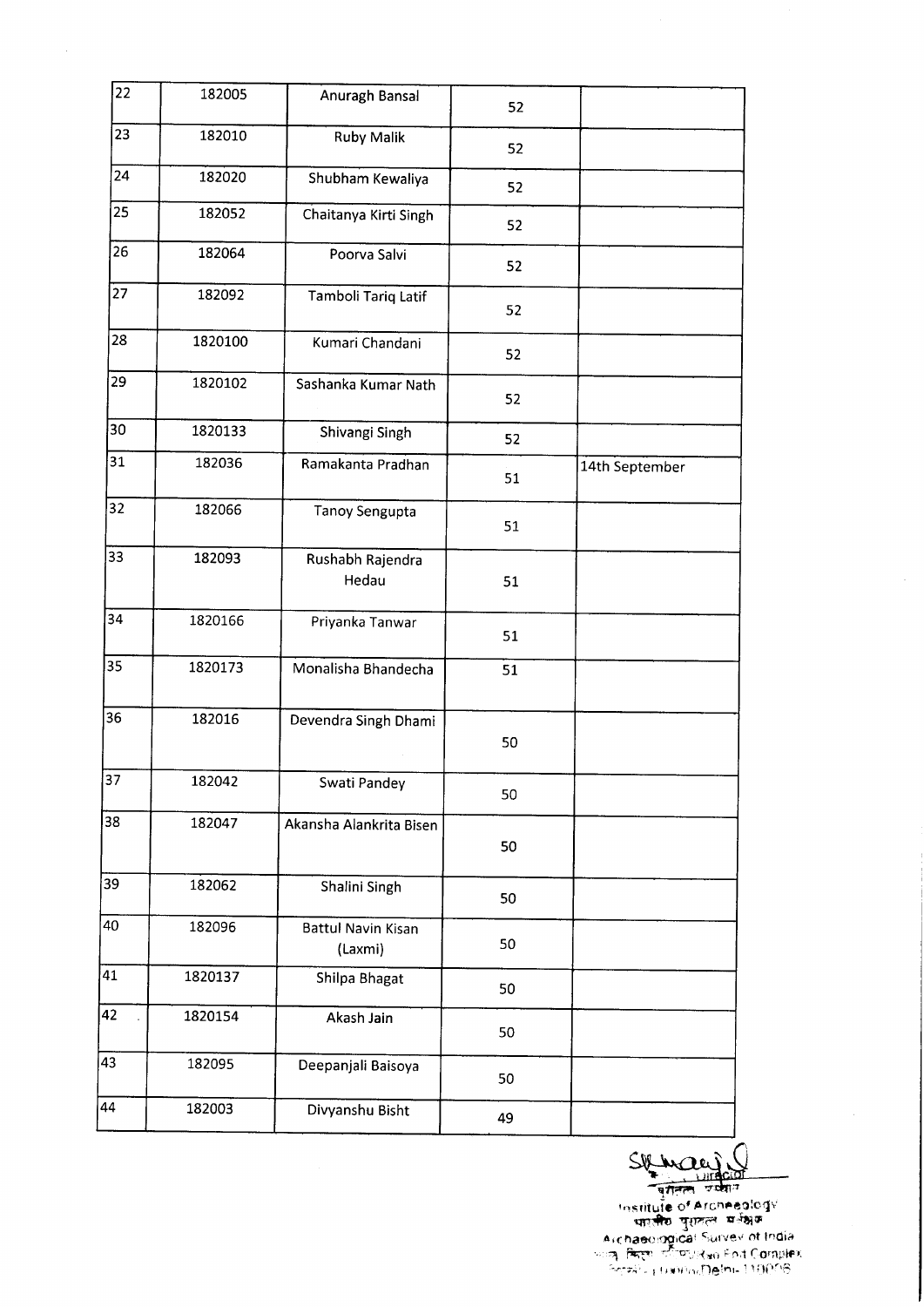| | | | | |
|---|---|---|---|---|
| 22 | 182005 | Anuragh Bansal | 52 | |
| 23 | 182010 | Ruby Malik | 52 | |
| 24 | 182020 | Shubham Kewaliya | 52 | |
| 25 | 182052 | Chaitanya Kirti Singh | 52 | |
| 26 | 182064 | Poorva Salvi | 52 | |
| 27 | 182092 | Tamboli Tariq Latif | 52 | |
| 28 | 1820100 | Kumari Chandani | 52 | |
| 29 | 1820102 | Sashanka Kumar Nath | 52 | |
| 30 | 1820133 | Shivangi Singh | 52 | |
| 31 | 182036 | Ramakanta Pradhan | 51 | 14th September |
| 32 | 182066 | Tanoy Sengupta | 51 | |
| 33 | 182093 | Rushabh Rajendra Hedau | 51 | |
| 34 | 1820166 | Priyanka Tanwar | 51 | |
| 35 | 1820173 | Monalisha Bhandecha | 51 | |
| 36 | 182016 | Devendra Singh Dhami | 50 | |
| 37 | 182042 | Swati Pandey | 50 | |
| 38 | 182047 | Akansha Alankrita Bisen | 50 | |
| 39 | 182062 | Shalini Singh | 50 | |
| 40 | 182096 | Battul Navin Kisan (Laxmi) | 50 | |
| 41 | 1820137 | Shilpa Bhagat | 50 | |
| 42 | 1820154 | Akash Jain | 50 | |
| 43 | 182095 | Deepanjali Baisoya | 50 | |
| 44 | 182003 | Divyanshu Bisht | 49 | |

निदेशक
Director
Institute of Archaeology
भारतीय पुरातत्व सर्वेक्षण
Archaeological Survey of India
Red Fort Complex
Delhi-110006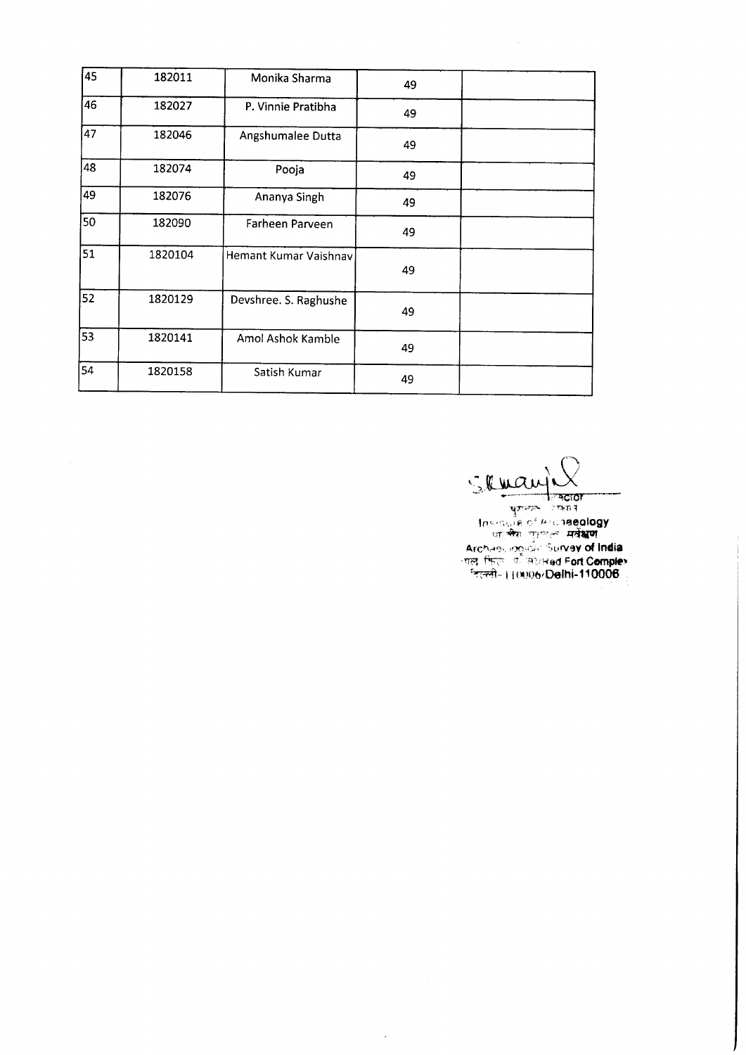| | | | | |
|---|---|---|---|---|
| 45 | 182011 | Monika Sharma | 49 | |
| 46 | 182027 | P. Vinnie Pratibha | 49 | |
| 47 | 182046 | Angshumalee Dutta | 49 | |
| 48 | 182074 | Pooja | 49 | |
| 49 | 182076 | Ananya Singh | 49 | |
| 50 | 182090 | Farheen Parveen | 49 | |
| 51 | 1820104 | Hemant Kumar Vaishnav | 49 | |
| 52 | 1820129 | Devshree. S. Raghushe | 49 | |
| 53 | 1820141 | Amol Ashok Kamble | 49 | |
| 54 | 1820158 | Satish Kumar | 49 | |

Director
Institute of Archaeology
भारतीय पुरातत्व सर्वेक्षण
Archaeological Survey of India
लाल किला परिसर/Red Fort Complex
दिल्ली-110006/Delhi-110006